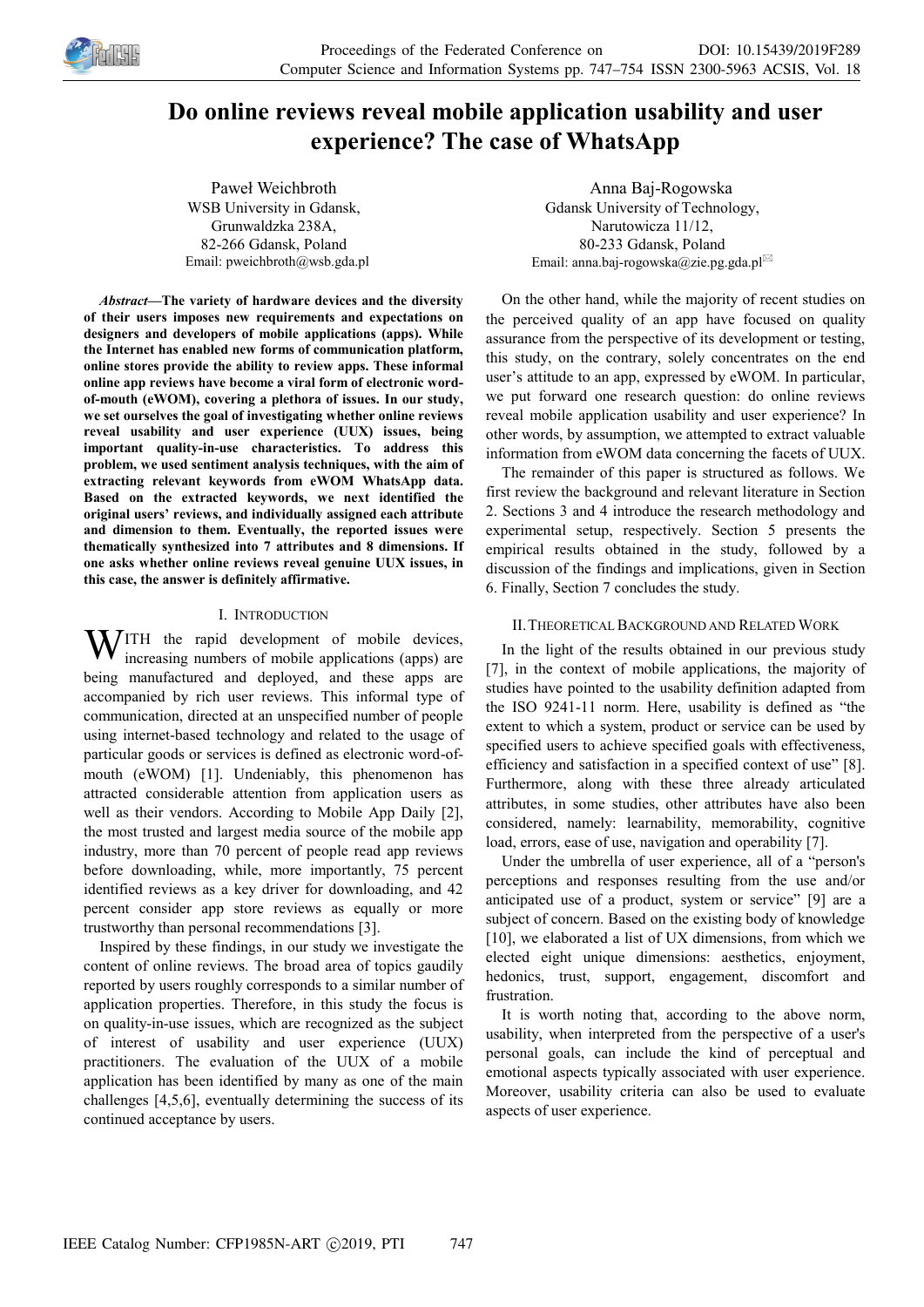# Do online reviews reveal mobile application usability and user experience? The case of WhatsApp

Paweł Weichbroth
WSB University in Gdansk,
Grunwaldzka 238A,
82-266 Gdansk, Poland
Email: pweichbroth@wsb.gda.pl

Anna Baj-Rogowska
Gdansk University of Technology,
Narutowicza 11/12,
80-233 Gdansk, Poland
Email: anna.baj-rogowska@zie.pg.gda.pl

***Abstract*—The variety of hardware devices and the diversity of their users imposes new requirements and expectations on designers and developers of mobile applications (apps). While the Internet has enabled new forms of communication platform, online stores provide the ability to review apps. These informal online app reviews have become a viral form of electronic word-of-mouth (eWOM), covering a plethora of issues. In our study, we set ourselves the goal of investigating whether online reviews reveal usability and user experience (UUX) issues, being important quality-in-use characteristics. To address this problem, we used sentiment analysis techniques, with the aim of extracting relevant keywords from eWOM WhatsApp data. Based on the extracted keywords, we next identified the original users' reviews, and individually assigned each attribute and dimension to them. Eventually, the reported issues were thematically synthesized into 7 attributes and 8 dimensions. If one asks whether online reviews reveal genuine UUX issues, in this case, the answer is definitely affirmative.**

## I. Introduction

With the rapid development of mobile devices, increasing numbers of mobile applications (apps) are being manufactured and deployed, and these apps are accompanied by rich user reviews. This informal type of communication, directed at an unspecified number of people using internet-based technology and related to the usage of particular goods or services is defined as electronic word-of-mouth (eWOM) [1]. Undeniably, this phenomenon has attracted considerable attention from application users as well as their vendors. According to Mobile App Daily [2], the most trusted and largest media source of the mobile app industry, more than 70 percent of people read app reviews before downloading, while, more importantly, 75 percent identified reviews as a key driver for downloading, and 42 percent consider app store reviews as equally or more trustworthy than personal recommendations [3].

Inspired by these findings, in our study we investigate the content of online reviews. The broad area of topics gaudily reported by users roughly corresponds to a similar number of application properties. Therefore, in this study the focus is on quality-in-use issues, which are recognized as the subject of interest of usability and user experience (UUX) practitioners. The evaluation of the UUX of a mobile application has been identified by many as one of the main challenges [4,5,6], eventually determining the success of its continued acceptance by users.

On the other hand, while the majority of recent studies on the perceived quality of an app have focused on quality assurance from the perspective of its development or testing, this study, on the contrary, solely concentrates on the end user's attitude to an app, expressed by eWOM. In particular, we put forward one research question: do online reviews reveal mobile application usability and user experience? In other words, by assumption, we attempted to extract valuable information from eWOM data concerning the facets of UUX.

The remainder of this paper is structured as follows. We first review the background and relevant literature in Section 2. Sections 3 and 4 introduce the research methodology and experimental setup, respectively. Section 5 presents the empirical results obtained in the study, followed by a discussion of the findings and implications, given in Section 6. Finally, Section 7 concludes the study.

## II. Theoretical Background and Related Work

In the light of the results obtained in our previous study [7], in the context of mobile applications, the majority of studies have pointed to the usability definition adapted from the ISO 9241-11 norm. Here, usability is defined as "the extent to which a system, product or service can be used by specified users to achieve specified goals with effectiveness, efficiency and satisfaction in a specified context of use" [8]. Furthermore, along with these three already articulated attributes, in some studies, other attributes have also been considered, namely: learnability, memorability, cognitive load, errors, ease of use, navigation and operability [7].

Under the umbrella of user experience, all of a "person's perceptions and responses resulting from the use and/or anticipated use of a product, system or service" [9] are a subject of concern. Based on the existing body of knowledge [10], we elaborated a list of UX dimensions, from which we elected eight unique dimensions: aesthetics, enjoyment, hedonics, trust, support, engagement, discomfort and frustration.

It is worth noting that, according to the above norm, usability, when interpreted from the perspective of a user's personal goals, can include the kind of perceptual and emotional aspects typically associated with user experience. Moreover, usability criteria can also be used to evaluate aspects of user experience.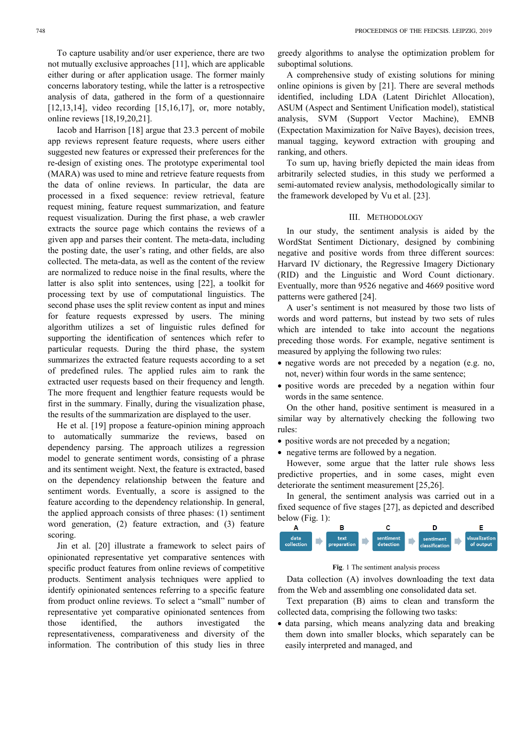To capture usability and/or user experience, there are two not mutually exclusive approaches [11], which are applicable either during or after application usage. The former mainly concerns laboratory testing, while the latter is a retrospective analysis of data, gathered in the form of a questionnaire [12,13,14], video recording [15,16,17], or, more notably, online reviews [18,19,20,21].

Iacob and Harrison [18] argue that 23.3 percent of mobile app reviews represent feature requests, where users either suggested new features or expressed their preferences for the re-design of existing ones. The prototype experimental tool (MARA) was used to mine and retrieve feature requests from the data of online reviews. In particular, the data are processed in a fixed sequence: review retrieval, feature request mining, feature request summarization, and feature request visualization. During the first phase, a web crawler extracts the source page which contains the reviews of a given app and parses their content. The meta-data, including the posting date, the user's rating, and other fields, are also collected. The meta-data, as well as the content of the review are normalized to reduce noise in the final results, where the latter is also split into sentences, using [22], a toolkit for processing text by use of computational linguistics. The second phase uses the split review content as input and mines for feature requests expressed by users. The mining algorithm utilizes a set of linguistic rules defined for supporting the identification of sentences which refer to particular requests. During the third phase, the system summarizes the extracted feature requests according to a set of predefined rules. The applied rules aim to rank the extracted user requests based on their frequency and length. The more frequent and lengthier feature requests would be first in the summary. Finally, during the visualization phase, the results of the summarization are displayed to the user.

He et al. [19] propose a feature-opinion mining approach to automatically summarize the reviews, based on dependency parsing. The approach utilizes a regression model to generate sentiment words, consisting of a phrase and its sentiment weight. Next, the feature is extracted, based on the dependency relationship between the feature and sentiment words. Eventually, a score is assigned to the feature according to the dependency relationship. In general, the applied approach consists of three phases: (1) sentiment word generation, (2) feature extraction, and (3) feature scoring.

Jin et al. [20] illustrate a framework to select pairs of opinionated representative yet comparative sentences with specific product features from online reviews of competitive products. Sentiment analysis techniques were applied to identify opinionated sentences referring to a specific feature from product online reviews. To select a "small" number of representative yet comparative opinionated sentences from those identified, the authors investigated the representativeness, comparativeness and diversity of the information. The contribution of this study lies in three greedy algorithms to analyse the optimization problem for suboptimal solutions.

A comprehensive study of existing solutions for mining online opinions is given by [21]. There are several methods identified, including LDA (Latent Dirichlet Allocation), ASUM (Aspect and Sentiment Unification model), statistical analysis, SVM (Support Vector Machine), EMNB (Expectation Maximization for Naïve Bayes), decision trees, manual tagging, keyword extraction with grouping and ranking, and others.

To sum up, having briefly depicted the main ideas from arbitrarily selected studies, in this study we performed a semi-automated review analysis, methodologically similar to the framework developed by Vu et al. [23].

## III. Methodology

In our study, the sentiment analysis is aided by the WordStat Sentiment Dictionary, designed by combining negative and positive words from three different sources: Harvard IV dictionary, the Regressive Imagery Dictionary (RID) and the Linguistic and Word Count dictionary. Eventually, more than 9526 negative and 4669 positive word patterns were gathered [24].

A user's sentiment is not measured by those two lists of words and word patterns, but instead by two sets of rules which are intended to take into account the negations preceding those words. For example, negative sentiment is measured by applying the following two rules:

- negative words are not preceded by a negation (e.g. no, not, never) within four words in the same sentence;
- positive words are preceded by a negation within four words in the same sentence.

On the other hand, positive sentiment is measured in a similar way by alternatively checking the following two rules:

- positive words are not preceded by a negation;
- negative terms are followed by a negation.

However, some argue that the latter rule shows less predictive properties, and in some cases, might even deteriorate the sentiment measurement [25,26].

In general, the sentiment analysis was carried out in a fixed sequence of five stages [27], as depicted and described below (Fig. 1):

A: data collection → B: text preparation → C: sentiment detection → D: sentiment classification → E: visualization of output

**Fig.** 1 The sentiment analysis process

Data collection (A) involves downloading the text data from the Web and assembling one consolidated data set.

Text preparation (B) aims to clean and transform the collected data, comprising the following two tasks:

- data parsing, which means analyzing data and breaking them down into smaller blocks, which separately can be easily interpreted and managed, and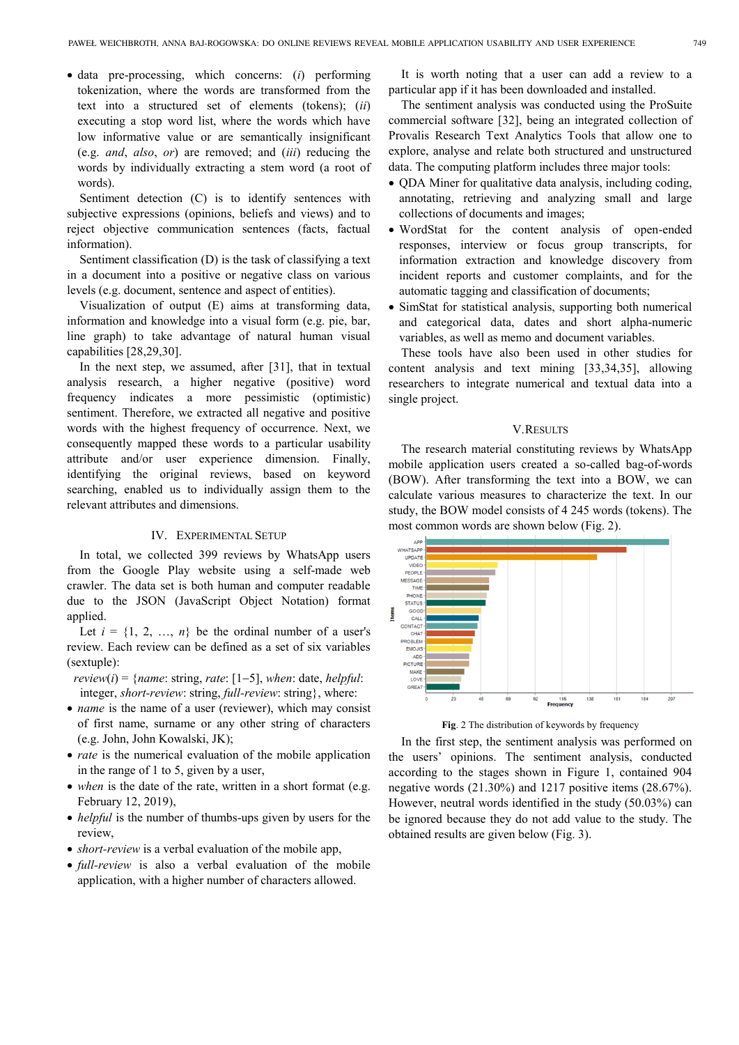- data pre-processing, which concerns: (*i*) performing tokenization, where the words are transformed from the text into a structured set of elements (tokens); (*ii*) executing a stop word list, where the words which have low informative value or are semantically insignificant (e.g. *and*, *also*, *or*) are removed; and (*iii*) reducing the words by individually extracting a stem word (a root of words).

Sentiment detection (C) is to identify sentences with subjective expressions (opinions, beliefs and views) and to reject objective communication sentences (facts, factual information).

Sentiment classification (D) is the task of classifying a text in a document into a positive or negative class on various levels (e.g. document, sentence and aspect of entities).

Visualization of output (E) aims at transforming data, information and knowledge into a visual form (e.g. pie, bar, line graph) to take advantage of natural human visual capabilities [28,29,30].

In the next step, we assumed, after [31], that in textual analysis research, a higher negative (positive) word frequency indicates a more pessimistic (optimistic) sentiment. Therefore, we extracted all negative and positive words with the highest frequency of occurrence. Next, we consequently mapped these words to a particular usability attribute and/or user experience dimension. Finally, identifying the original reviews, based on keyword searching, enabled us to individually assign them to the relevant attributes and dimensions.

## IV. Experimental Setup

In total, we collected 399 reviews by WhatsApp users from the Google Play website using a self-made web crawler. The data set is both human and computer readable due to the JSON (JavaScript Object Notation) format applied.

Let $i = \{1, 2, \ldots, n\}$ be the ordinal number of a user's review. Each review can be defined as a set of six variables (sextuple):

*review*($i$) = {*name*: string, *rate*: [1–5], *when*: date, *helpful*: integer, *short-review*: string, *full-review*: string}, where:

- *name* is the name of a user (reviewer), which may consist of first name, surname or any other string of characters (e.g. John, John Kowalski, JK);
- *rate* is the numerical evaluation of the mobile application in the range of 1 to 5, given by a user,
- *when* is the date of the rate, written in a short format (e.g. February 12, 2019),
- *helpful* is the number of thumbs-ups given by users for the review,
- *short-review* is a verbal evaluation of the mobile app,
- *full-review* is also a verbal evaluation of the mobile application, with a higher number of characters allowed.

It is worth noting that a user can add a review to a particular app if it has been downloaded and installed.

The sentiment analysis was conducted using the ProSuite commercial software [32], being an integrated collection of Provalis Research Text Analytics Tools that allow one to explore, analyse and relate both structured and unstructured data. The computing platform includes three major tools:

- QDA Miner for qualitative data analysis, including coding, annotating, retrieving and analyzing small and large collections of documents and images;
- WordStat for the content analysis of open-ended responses, interview or focus group transcripts, for information extraction and knowledge discovery from incident reports and customer complaints, and for the automatic tagging and classification of documents;
- SimStat for statistical analysis, supporting both numerical and categorical data, dates and short alpha-numeric variables, as well as memo and document variables.

These tools have also been used in other studies for content analysis and text mining [33,34,35], allowing researchers to integrate numerical and textual data into a single project.

## V. Results

The research material constituting reviews by WhatsApp mobile application users created a so-called bag-of-words (BOW). After transforming the text into a BOW, we can calculate various measures to characterize the text. In our study, the BOW model consists of 4 245 words (tokens). The most common words are shown below (Fig. 2).

**Fig**. 2 The distribution of keywords by frequency

In the first step, the sentiment analysis was performed on the users' opinions. The sentiment analysis, conducted according to the stages shown in Figure 1, contained 904 negative words (21.30%) and 1217 positive items (28.67%). However, neutral words identified in the study (50.03%) can be ignored because they do not add value to the study. The obtained results are given below (Fig. 3).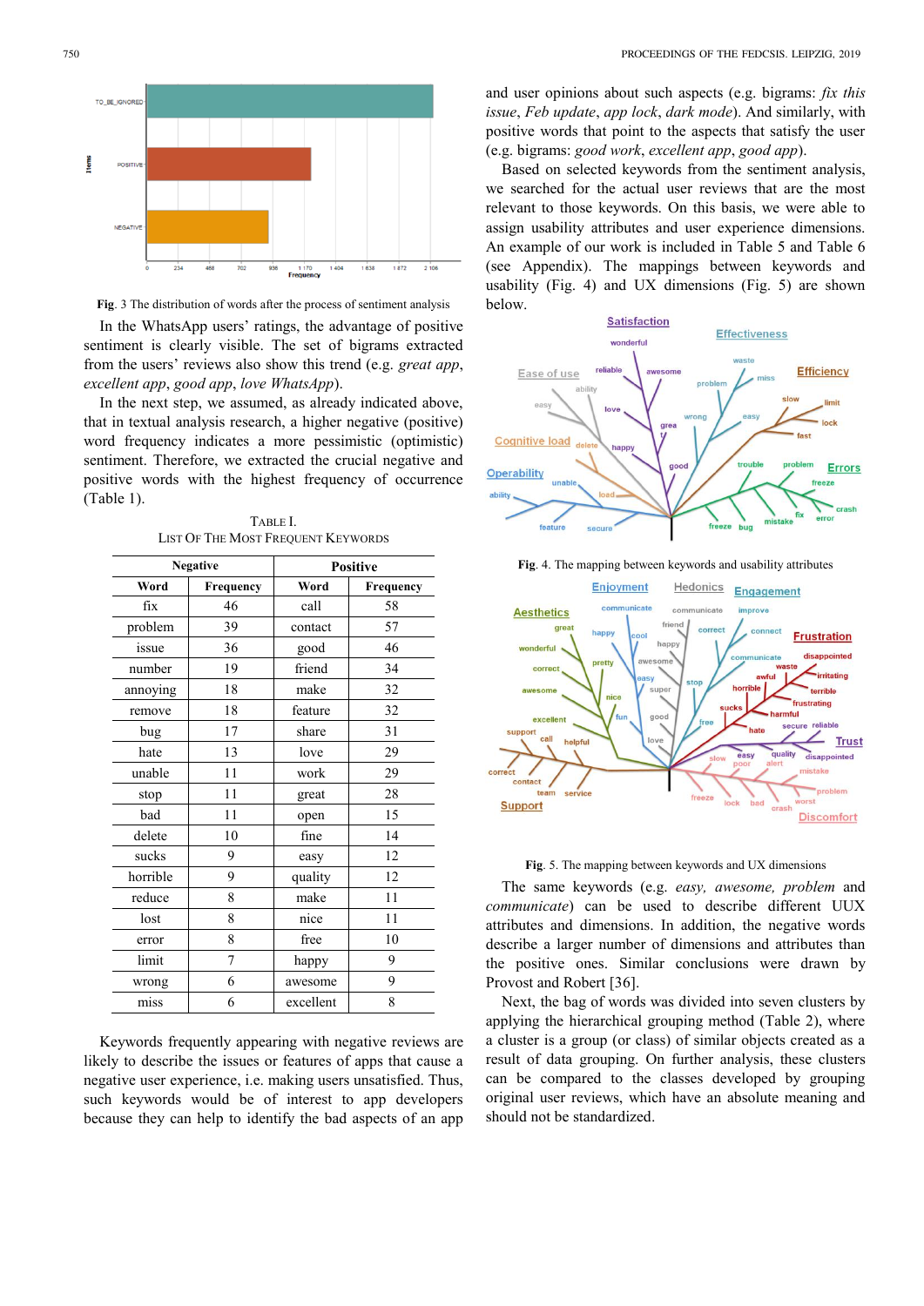Fig. 3 The distribution of words after the process of sentiment analysis

In the WhatsApp users' ratings, the advantage of positive sentiment is clearly visible. The set of bigrams extracted from the users' reviews also show this trend (e.g. *great app*, *excellent app*, *good app*, *love WhatsApp*).

In the next step, we assumed, as already indicated above, that in textual analysis research, a higher negative (positive) word frequency indicates a more pessimistic (optimistic) sentiment. Therefore, we extracted the crucial negative and positive words with the highest frequency of occurrence (Table 1).

TABLE I.
LIST OF THE MOST FREQUENT KEYWORDS

| Negative | | Positive | |
|---|---|---|---|
| Word | Frequency | Word | Frequency |
| fix | 46 | call | 58 |
| problem | 39 | contact | 57 |
| issue | 36 | good | 46 |
| number | 19 | friend | 34 |
| annoying | 18 | make | 32 |
| remove | 18 | feature | 32 |
| bug | 17 | share | 31 |
| hate | 13 | love | 29 |
| unable | 11 | work | 29 |
| stop | 11 | great | 28 |
| bad | 11 | open | 15 |
| delete | 10 | fine | 14 |
| sucks | 9 | easy | 12 |
| horrible | 9 | quality | 12 |
| reduce | 8 | make | 11 |
| lost | 8 | nice | 11 |
| error | 8 | free | 10 |
| limit | 7 | happy | 9 |
| wrong | 6 | awesome | 9 |
| miss | 6 | excellent | 8 |

Keywords frequently appearing with negative reviews are likely to describe the issues or features of apps that cause a negative user experience, i.e. making users unsatisfied. Thus, such keywords would be of interest to app developers because they can help to identify the bad aspects of an app and user opinions about such aspects (e.g. bigrams: *fix this issue*, *Feb update*, *app lock*, *dark mode*). And similarly, with positive words that point to the aspects that satisfy the user (e.g. bigrams: *good work*, *excellent app*, *good app*).

Based on selected keywords from the sentiment analysis, we searched for the actual user reviews that are the most relevant to those keywords. On this basis, we were able to assign usability attributes and user experience dimensions. An example of our work is included in Table 5 and Table 6 (see Appendix). The mappings between keywords and usability (Fig. 4) and UX dimensions (Fig. 5) are shown below.

Fig. 4. The mapping between keywords and usability attributes

Fig. 5. The mapping between keywords and UX dimensions

The same keywords (e.g. *easy, awesome, problem* and *communicate*) can be used to describe different UUX attributes and dimensions. In addition, the negative words describe a larger number of dimensions and attributes than the positive ones. Similar conclusions were drawn by Provost and Robert [36].

Next, the bag of words was divided into seven clusters by applying the hierarchical grouping method (Table 2), where a cluster is a group (or class) of similar objects created as a result of data grouping. On further analysis, these clusters can be compared to the classes developed by grouping original user reviews, which have an absolute meaning and should not be standardized.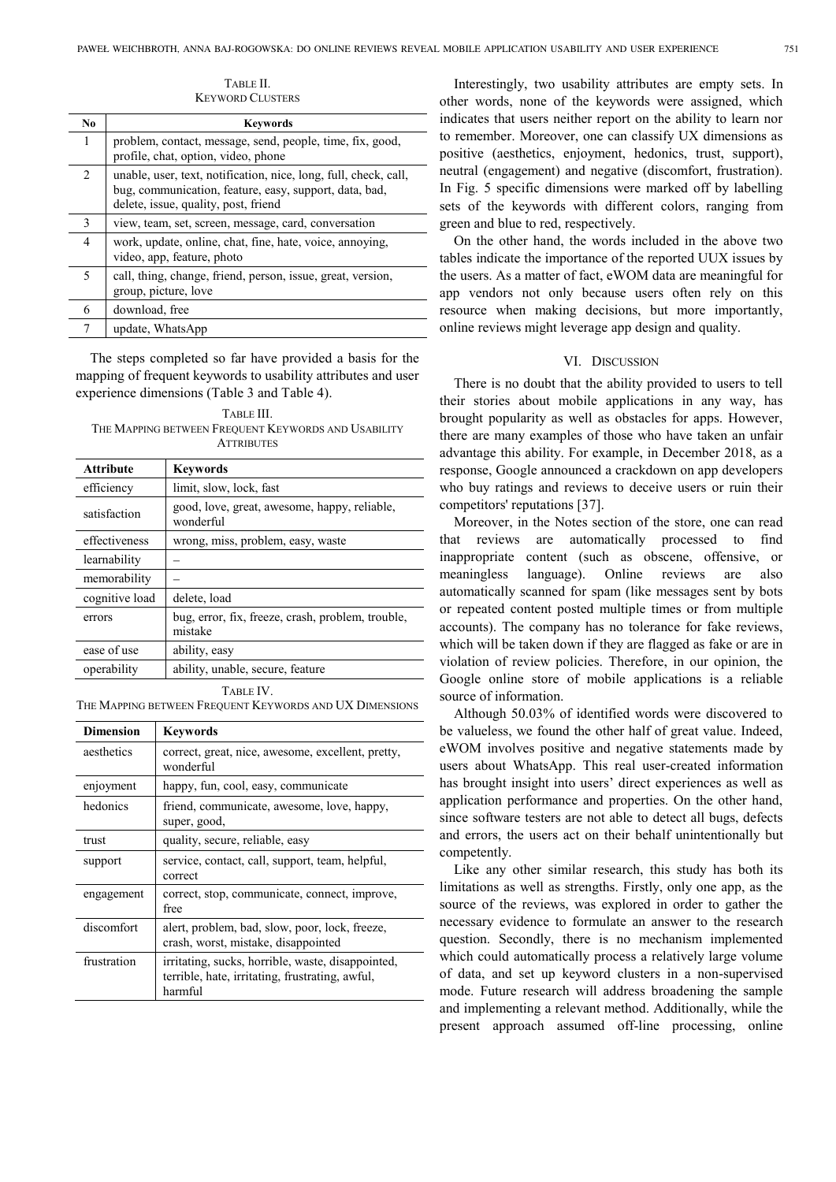TABLE II.
KEYWORD CLUSTERS

| No | Keywords |
|---|---|
| 1 | problem, contact, message, send, people, time, fix, good, profile, chat, option, video, phone |
| 2 | unable, user, text, notification, nice, long, full, check, call, bug, communication, feature, easy, support, data, bad, delete, issue, quality, post, friend |
| 3 | view, team, set, screen, message, card, conversation |
| 4 | work, update, online, chat, fine, hate, voice, annoying, video, app, feature, photo |
| 5 | call, thing, change, friend, person, issue, great, version, group, picture, love |
| 6 | download, free |
| 7 | update, WhatsApp |

The steps completed so far have provided a basis for the mapping of frequent keywords to usability attributes and user experience dimensions (Table 3 and Table 4).

TABLE III.
THE MAPPING BETWEEN FREQUENT KEYWORDS AND USABILITY ATTRIBUTES

| Attribute | Keywords |
|---|---|
| efficiency | limit, slow, lock, fast |
| satisfaction | good, love, great, awesome, happy, reliable, wonderful |
| effectiveness | wrong, miss, problem, easy, waste |
| learnability | – |
| memorability | – |
| cognitive load | delete, load |
| errors | bug, error, fix, freeze, crash, problem, trouble, mistake |
| ease of use | ability, easy |
| operability | ability, unable, secure, feature |

TABLE IV.
THE MAPPING BETWEEN FREQUENT KEYWORDS AND UX DIMENSIONS

| Dimension | Keywords |
|---|---|
| aesthetics | correct, great, nice, awesome, excellent, pretty, wonderful |
| enjoyment | happy, fun, cool, easy, communicate |
| hedonics | friend, communicate, awesome, love, happy, super, good, |
| trust | quality, secure, reliable, easy |
| support | service, contact, call, support, team, helpful, correct |
| engagement | correct, stop, communicate, connect, improve, free |
| discomfort | alert, problem, bad, slow, poor, lock, freeze, crash, worst, mistake, disappointed |
| frustration | irritating, sucks, horrible, waste, disappointed, terrible, hate, irritating, frustrating, awful, harmful |

Interestingly, two usability attributes are empty sets. In other words, none of the keywords were assigned, which indicates that users neither report on the ability to learn nor to remember. Moreover, one can classify UX dimensions as positive (aesthetics, enjoyment, hedonics, trust, support), neutral (engagement) and negative (discomfort, frustration). In Fig. 5 specific dimensions were marked off by labelling sets of the keywords with different colors, ranging from green and blue to red, respectively.

On the other hand, the words included in the above two tables indicate the importance of the reported UUX issues by the users. As a matter of fact, eWOM data are meaningful for app vendors not only because users often rely on this resource when making decisions, but more importantly, online reviews might leverage app design and quality.

## VI. DISCUSSION

There is no doubt that the ability provided to users to tell their stories about mobile applications in any way, has brought popularity as well as obstacles for apps. However, there are many examples of those who have taken an unfair advantage this ability. For example, in December 2018, as a response, Google announced a crackdown on app developers who buy ratings and reviews to deceive users or ruin their competitors' reputations [37].

Moreover, in the Notes section of the store, one can read that reviews are automatically processed to find inappropriate content (such as obscene, offensive, or meaningless language). Online reviews are also automatically scanned for spam (like messages sent by bots or repeated content posted multiple times or from multiple accounts). The company has no tolerance for fake reviews, which will be taken down if they are flagged as fake or are in violation of review policies. Therefore, in our opinion, the Google online store of mobile applications is a reliable source of information.

Although 50.03% of identified words were discovered to be valueless, we found the other half of great value. Indeed, eWOM involves positive and negative statements made by users about WhatsApp. This real user-created information has brought insight into users' direct experiences as well as application performance and properties. On the other hand, since software testers are not able to detect all bugs, defects and errors, the users act on their behalf unintentionally but competently.

Like any other similar research, this study has both its limitations as well as strengths. Firstly, only one app, as the source of the reviews, was explored in order to gather the necessary evidence to formulate an answer to the research question. Secondly, there is no mechanism implemented which could automatically process a relatively large volume of data, and set up keyword clusters in a non-supervised mode. Future research will address broadening the sample and implementing a relevant method. Additionally, while the present approach assumed off-line processing, online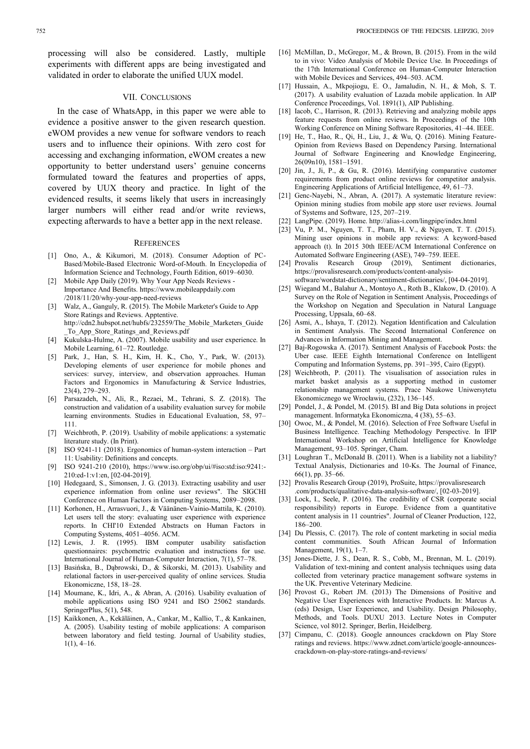processing will also be considered. Lastly, multiple experiments with different apps are being investigated and validated in order to elaborate the unified UUX model.

## VII. Conclusions

In the case of WhatsApp, in this paper we were able to evidence a positive answer to the given research question. eWOM provides a new venue for software vendors to reach users and to influence their opinions. With zero cost for accessing and exchanging information, eWOM creates a new opportunity to better understand users' genuine concerns formulated toward the features and properties of apps, covered by UUX theory and practice. In light of the evidenced results, it seems likely that users in increasingly larger numbers will either read and/or write reviews, expecting afterwards to have a better app in the next release.

## References

[1] Ono, A., & Kikumori, M. (2018). Consumer Adoption of PC-Based/Mobile-Based Electronic Word-of-Mouth. In Encyclopedia of Information Science and Technology, Fourth Edition, 6019–6030.

[2] Mobile App Daily (2019). Why Your App Needs Reviews - Importance And Benefits. https://www.mobileappdaily.com /2018/11/20/why-your-app-need-reviews

[3] Walz, A., Ganguly, R. (2015). The Mobile Marketer's Guide to App Store Ratings and Reviews. Apptentive. http://cdn2.hubspot.net/hubfs/232559/The_Mobile_Marketers_Guide _To_App_Store_Ratings_and_Reviews.pdf

[4] Kukulska-Hulme, A. (2007). Mobile usability and user experience. In Mobile Learning, 61–72. Routledge.

[5] Park, J., Han, S. H., Kim, H. K., Cho, Y., Park, W. (2013). Developing elements of user experience for mobile phones and services: survey, interview, and observation approaches. Human Factors and Ergonomics in Manufacturing & Service Industries, 23(4), 279–293.

[6] Parsazadeh, N., Ali, R., Rezaei, M., Tehrani, S. Z. (2018). The construction and validation of a usability evaluation survey for mobile learning environments. Studies in Educational Evaluation, 58, 97–111.

[7] Weichbroth, P. (2019). Usability of mobile applications: a systematic literature study. (In Print).

[8] ISO 9241-11 (2018). Ergonomics of human-system interaction – Part 11: Usability: Definitions and concepts.

[9] ISO 9241-210 (2010), https://www.iso.org/obp/ui/#iso:std:iso:9241:-210:ed-1:v1:en, [02-04-2019].

[10] Hedegaard, S., Simonsen, J. G. (2013). Extracting usability and user experience information from online user reviews". The SIGCHI Conference on Human Factors in Computing Systems, 2089–2098.

[11] Korhonen, H., Arrasvuori, J., & Väänänen-Vainio-Mattila, K. (2010). Let users tell the story: evaluating user experience with experience reports. In CHI'10 Extended Abstracts on Human Factors in Computing Systems, 4051–4056. ACM.

[12] Lewis, J. R. (1995). IBM computer usability satisfaction questionnaires: psychometric evaluation and instructions for use. International Journal of Human-Computer Interaction, 7(1), 57–78.

[13] Basińska, B., Dąbrowski, D., & Sikorski, M. (2013). Usability and relational factors in user-perceived quality of online services. Studia Ekonomiczne, 158, 18–28.

[14] Moumane, K., Idri, A., & Abran, A. (2016). Usability evaluation of mobile applications using ISO 9241 and ISO 25062 standards. SpringerPlus, 5(1), 548.

[15] Kaikkonen, A., Kekäläinen, A., Cankar, M., Kallio, T., & Kankainen, A. (2005). Usability testing of mobile applications: A comparison between laboratory and field testing. Journal of Usability studies, 1(1), 4–16.

[16] McMillan, D., McGregor, M., & Brown, B. (2015). From in the wild to in vivo: Video Analysis of Mobile Device Use. In Proceedings of the 17th International Conference on Human-Computer Interaction with Mobile Devices and Services, 494–503. ACM.

[17] Hussain, A., Mkpojiogu, E. O., Jamaludin, N. H., & Moh, S. T. (2017). A usability evaluation of Lazada mobile application. In AIP Conference Proceedings, Vol. 1891(1), AIP Publishing.

[18] Iacob, C., Harrison, R. (2013). Retrieving and analyzing mobile apps feature requests from online reviews. In Proceedings of the 10th Working Conference on Mining Software Repositories, 41–44. IEEE.

[19] He, T., Hao, R., Qi, H., Liu, J., & Wu, Q. (2016). Mining Feature-Opinion from Reviews Based on Dependency Parsing. International Journal of Software Engineering and Knowledge Engineering, 26(09n10), 1581–1591.

[20] Jin, J., Ji, P., & Gu, R. (2016). Identifying comparative customer requirements from product online reviews for competitor analysis. Engineering Applications of Artificial Intelligence, 49, 61–73.

[21] Genc-Nayebi, N., Abran, A. (2017). A systematic literature review: Opinion mining studies from mobile app store user reviews. Journal of Systems and Software, 125, 207–219.

[22] LangPipe. (2019). Home. http://alias-i.com/lingpipe/index.html

[23] Vu, P. M., Nguyen, T. T., Pham, H. V., & Nguyen, T. T. (2015). Mining user opinions in mobile app reviews: A keyword-based approach (t). In 2015 30th IEEE/ACM International Conference on Automated Software Engineering (ASE), 749–759. IEEE.

[24] Provalis Research Group (2019), Sentiment dictionaries, https://provalisresearch.com/products/content-analysis-software/wordstat-dictionary/sentiment-dictionaries/, [04-04-2019].

[25] Wiegand M., Balahur A., Montoyo A., Roth B., Klakow, D. (2010). A Survey on the Role of Negation in Sentiment Analysis, Proceedings of the Workshop on Negation and Speculation in Natural Language Processing, Uppsala, 60–68.

[26] Asmi, A., Ishaya, T. (2012). Negation Identification and Calculation in Sentiment Analysis. The Second International Conference on Advances in Information Mining and Management.

[27] Baj-Rogowska A. (2017). Sentiment Analysis of Facebook Posts: the Uber case. IEEE Eighth International Conference on Intelligent Computing and Information Systems, pp. 391–395, Cairo (Egypt).

[28] Weichbroth, P. (2011). The visualisation of association rules in market basket analysis as a supporting method in customer relationship management systems. Prace Naukowe Uniwersytetu Ekonomicznego we Wrocławiu, (232), 136–145.

[29] Pondel, J., & Pondel, M. (2015). BI and Big Data solutions in project management. Informatyka Ekonomiczna, 4 (38), 55–63.

[30] Owoc, M., & Pondel, M. (2016). Selection of Free Software Useful in Business Intelligence. Teaching Methodology Perspective. In IFIP International Workshop on Artificial Intelligence for Knowledge Management, 93–105. Springer, Cham.

[31] Loughran T., McDonald B. (2011). When is a liability not a liability? Textual Analysis, Dictionaries and 10-Ks. The Journal of Finance, 66(1), pp. 35–66.

[32] Provalis Research Group (2019), ProSuite, https://provalisresearch .com/products/qualitative-data-analysis-software/, [02-03-2019].

[33] Lock, I., Seele, P. (2016). The credibility of CSR (corporate social responsibility) reports in Europe. Evidence from a quantitative content analysis in 11 countries". Journal of Cleaner Production, 122, 186–200.

[34] Du Plessis, C. (2017). The role of content marketing in social media content communities. South African Journal of Information Management, 19(1), 1–7.

[35] Jones-Diette, J. S., Dean, R. S., Cobb, M., Brennan, M. L. (2019). Validation of text-mining and content analysis techniques using data collected from veterinary practice management software systems in the UK. Preventive Veterinary Medicine.

[36] Provost G., Robert JM. (2013) The Dimensions of Positive and Negative User Experiences with Interactive Products. In: Marcus A. (eds) Design, User Experience, and Usability. Design Philosophy, Methods, and Tools. DUXU 2013. Lecture Notes in Computer Science, vol 8012. Springer, Berlin, Heidelberg.

[37] Cimpanu, C. (2018). Google announces crackdown on Play Store ratings and reviews. https://www.zdnet.com/article/google-announces-crackdown-on-play-store-ratings-and-reviews/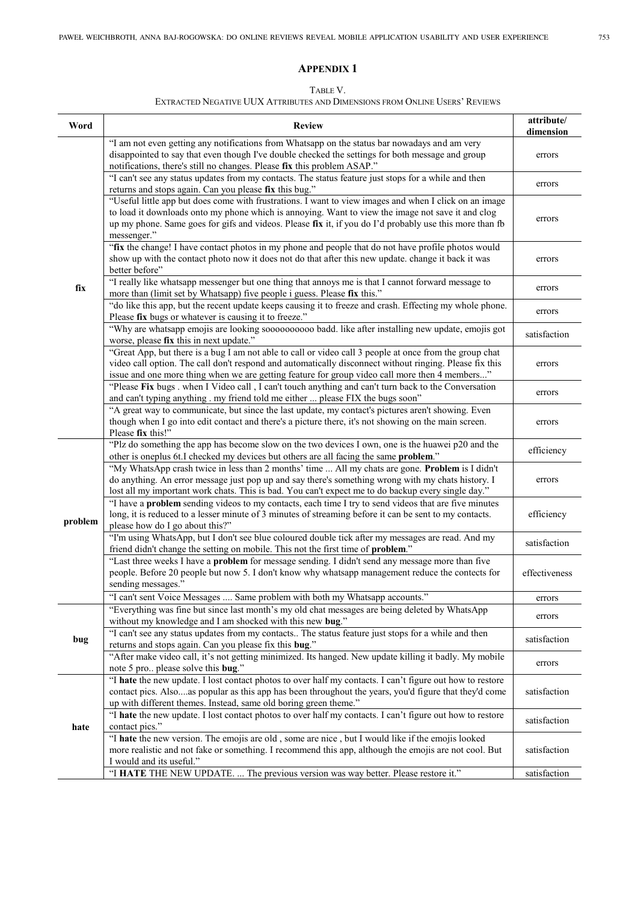## APPENDIX 1

TABLE V.
EXTRACTED NEGATIVE UUX ATTRIBUTES AND DIMENSIONS FROM ONLINE USERS' REVIEWS

| Word | Review | attribute/ dimension |
|---|---|---|
| fix | "I am not even getting any notifications from Whatsapp on the status bar nowadays and am very disappointed to say that even though I've double checked the settings for both message and group notifications, there's still no changes. Please **fix** this problem ASAP." | errors |
| | "I can't see any status updates from my contacts. The status feature just stops for a while and then returns and stops again. Can you please **fix** this bug." | errors |
| | "Useful little app but does come with frustrations. I want to view images and when I click on an image to load it downloads onto my phone which is annoying. Want to view the image not save it and clog up my phone. Same goes for gifs and videos. Please **fix** it, if you do I'd probably use this more than fb messenger." | errors |
| | "**fix** the change! I have contact photos in my phone and people that do not have profile photos would show up with the contact photo now it does not do that after this new update. change it back it was better before" | errors |
| | "I really like whatsapp messenger but one thing that annoys me is that I cannot forward message to more than (limit set by Whatsapp) five people i guess. Please **fix** this." | errors |
| | "do like this app, but the recent update keeps causing it to freeze and crash. Effecting my whole phone. Please **fix** bugs or whatever is causing it to freeze." | errors |
| | "Why are whatsapp emojis are looking sooooooooo badd. like after installing new update, emojis got worse, please **fix** this in next update." | satisfaction |
| | "Great App, but there is a bug I am not able to call or video call 3 people at once from the group chat video call option. The call don't respond and automatically disconnect without ringing. Please fix this issue and one more thing when we are getting feature for group video call more then 4 members..." | errors |
| | "Please **Fix** bugs . when I Video call , I can't touch anything and can't turn back to the Conversation and can't typing anything . my friend told me either ... please FIX the bugs soon" | errors |
| | "A great way to communicate, but since the last update, my contact's pictures aren't showing. Even though when I go into edit contact and there's a picture there, it's not showing on the main screen. Please **fix** this!" | errors |
| problem | "Plz do something the app has become slow on the two devices I own, one is the huawei p20 and the other is oneplus 6t.I checked my devices but others are all facing the same **problem**." | efficiency |
| | "My WhatsApp crash twice in less than 2 months' time ... All my chats are gone. **Problem** is I didn't do anything. An error message just pop up and say there's something wrong with my chats history. I lost all my important work chats. This is bad. You can't expect me to do backup every single day." | errors |
| | "I have a **problem** sending videos to my contacts, each time I try to send videos that are five minutes long, it is reduced to a lesser minute of 3 minutes of streaming before it can be sent to my contacts. please how do I go about this?" | efficiency |
| | "I'm using WhatsApp, but I don't see blue coloured double tick after my messages are read. And my friend didn't change the setting on mobile. This not the first time of **problem**." | satisfaction |
| | "Last three weeks I have a **problem** for message sending. I didn't send any message more than five people. Before 20 people but now 5. I don't know why whatsapp management reduce the contects for sending messages." | effectiveness |
| | "I can't sent Voice Messages .... Same problem with both my Whatsapp accounts." | errors |
| bug | "Everything was fine but since last month's my old chat messages are being deleted by WhatsApp without my knowledge and I am shocked with this new **bug**." | errors |
| | "I can't see any status updates from my contacts.. The status feature just stops for a while and then returns and stops again. Can you please fix this **bug**." | satisfaction |
| | "After make video call, it's not getting minimized. Its hanged. New update killing it badly. My mobile note 5 pro.. please solve this **bug**." | errors |
| hate | "I **hate** the new update. I lost contact photos to over half my contacts. I can't figure out how to restore contact pics. Also....as popular as this app has been throughout the years, you'd figure that they'd come up with different themes. Instead, same old boring green theme." | satisfaction |
| | "I **hate** the new update. I lost contact photos to over half my contacts. I can't figure out how to restore contact pics." | satisfaction |
| | "I **hate** the new version. The emojis are old , some are nice , but I would like if the emojis looked more realistic and not fake or something. I recommend this app, although the emojis are not cool. But I would and its useful." | satisfaction |
| | "I **HATE** THE NEW UPDATE. ... The previous version was way better. Please restore it." | satisfaction |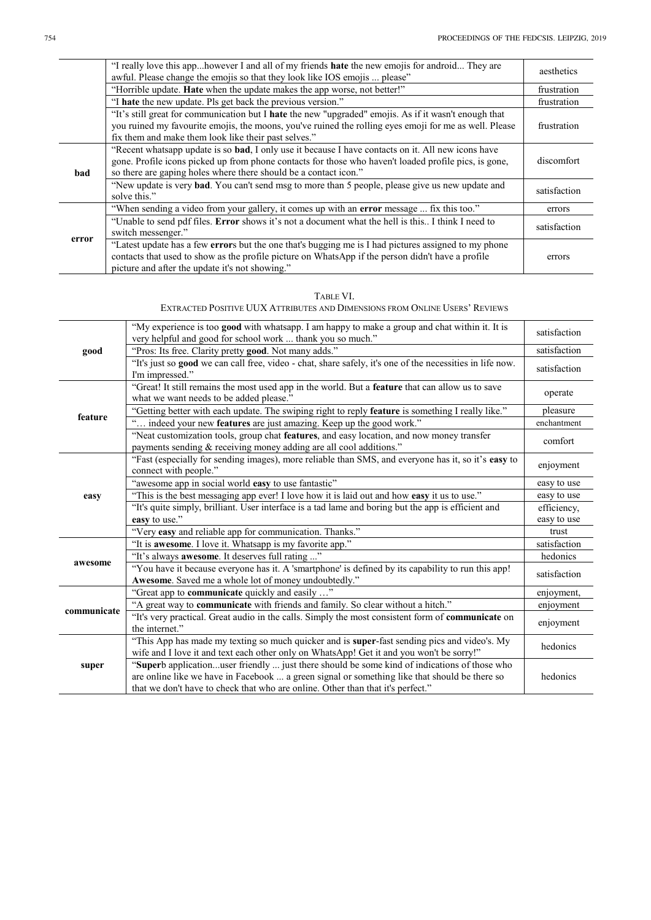| | | |
|---|---|---|
| | "I really love this app...however I and all of my friends **hate** the new emojis for android... They are awful. Please change the emojis so that they look like IOS emojis ... please" | aesthetics |
| | "Horrible update. **Hate** when the update makes the app worse, not better!" | frustration |
| | "I **hate** the new update. Pls get back the previous version." | frustration |
| | "It's still great for communication but I **hate** the new "upgraded" emojis. As if it wasn't enough that you ruined my favourite emojis, the moons, you've ruined the rolling eyes emoji for me as well. Please fix them and make them look like their past selves." | frustration |
| **bad** | "Recent whatsapp update is so **bad**, I only use it because I have contacts on it. All new icons have gone. Profile icons picked up from phone contacts for those who haven't loaded profile pics, is gone, so there are gaping holes where there should be a contact icon." | discomfort |
| | "New update is very **bad**. You can't send msg to more than 5 people, please give us new update and solve this." | satisfaction |
| **error** | "When sending a video from your gallery, it comes up with an **error** message ... fix this too." | errors |
| | "Unable to send pdf files. **Error** shows it's not a document what the hell is this.. I think I need to switch messenger." | satisfaction |
| | "Latest update has a few **error**s but the one that's bugging me is I had pictures assigned to my phone contacts that used to show as the profile picture on WhatsApp if the person didn't have a profile picture and after the update it's not showing." | errors |

TABLE VI.
EXTRACTED POSITIVE UUX ATTRIBUTES AND DIMENSIONS FROM ONLINE USERS' REVIEWS

| | | |
|---|---|---|
| **good** | "My experience is too **good** with whatsapp. I am happy to make a group and chat within it. It is very helpful and good for school work ... thank you so much." | satisfaction |
| | "Pros: Its free. Clarity pretty **good**. Not many adds." | satisfaction |
| | "It's just so **good** we can call free, video - chat, share safely, it's one of the necessities in life now. I'm impressed." | satisfaction |
| **feature** | "Great! It still remains the most used app in the world. But a **feature** that can allow us to save what we want needs to be added please." | operate |
| | "Getting better with each update. The swiping right to reply **feature** is something I really like." | pleasure |
| | "… indeed your new **features** are just amazing. Keep up the good work." | enchantment |
| | "Neat customization tools, group chat **features**, and easy location, and now money transfer payments sending & receiving money adding are all cool additions." | comfort |
| **easy** | "Fast (especially for sending images), more reliable than SMS, and everyone has it, so it's **easy** to connect with people." | enjoyment |
| | "awesome app in social world **easy** to use fantastic" | easy to use |
| | "This is the best messaging app ever! I love how it is laid out and how **easy** it us to use." | easy to use |
| | "It's quite simply, brilliant. User interface is a tad lame and boring but the app is efficient and **easy** to use." | efficiency, easy to use |
| | "Very **easy** and reliable app for communication. Thanks." | trust |
| **awesome** | "It is **awesome**. I love it. Whatsapp is my favorite app." | satisfaction |
| | "It's always **awesome**. It deserves full rating ..." | hedonics |
| | "You have it because everyone has it. A 'smartphone' is defined by its capability to run this app! **Awesome**. Saved me a whole lot of money undoubtedly." | satisfaction |
| **communicate** | "Great app to **communicate** quickly and easily …" | enjoyment, |
| | "A great way to **communicate** with friends and family. So clear without a hitch." | enjoyment |
| | "It's very practical. Great audio in the calls. Simply the most consistent form of **communicate** on the internet." | enjoyment |
| **super** | "This App has made my texting so much quicker and is **super**-fast sending pics and video's. My wife and I love it and text each other only on WhatsApp! Get it and you won't be sorry!" | hedonics |
| | "**Super**b application...user friendly ... just there should be some kind of indications of those who are online like we have in Facebook ... a green signal or something like that should be there so that we don't have to check that who are online. Other than that it's perfect." | hedonics |